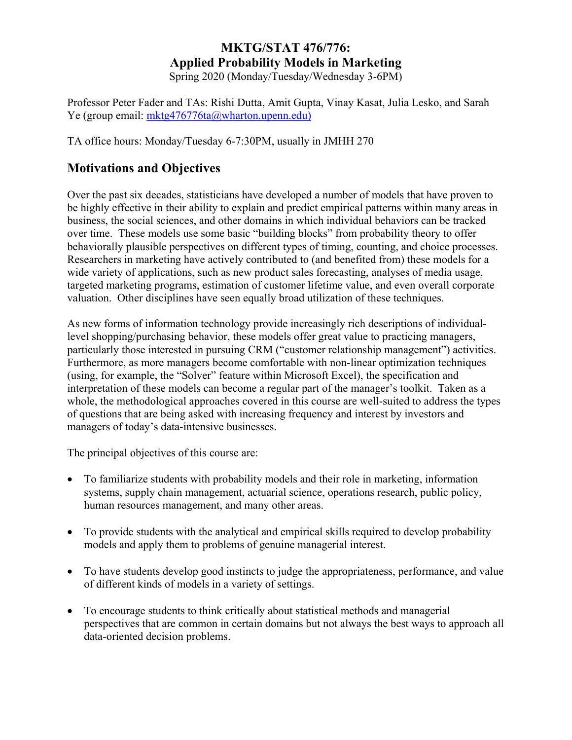# MKTG/STAT 476/776: Applied Probability Models in Marketing

Spring 2020 (Monday/Tuesday/Wednesday 3-6PM)

Professor Peter Fader and TAs: Rishi Dutta, Amit Gupta, Vinay Kasat, Julia Lesko, and Sarah Ye (group email: mktg476776ta@wharton.upenn.edu)

TA office hours: Monday/Tuesday 6-7:30PM, usually in JMHH 270

## Motivations and Objectives

Over the past six decades, statisticians have developed a number of models that have proven to be highly effective in their ability to explain and predict empirical patterns within many areas in business, the social sciences, and other domains in which individual behaviors can be tracked over time. These models use some basic "building blocks" from probability theory to offer behaviorally plausible perspectives on different types of timing, counting, and choice processes. Researchers in marketing have actively contributed to (and benefited from) these models for a wide variety of applications, such as new product sales forecasting, analyses of media usage, targeted marketing programs, estimation of customer lifetime value, and even overall corporate valuation. Other disciplines have seen equally broad utilization of these techniques.

As new forms of information technology provide increasingly rich descriptions of individual-level shopping/purchasing behavior, these models offer great value to practicing managers, particularly those interested in pursuing CRM ("customer relationship management") activities. Furthermore, as more managers become comfortable with non-linear optimization techniques (using, for example, the "Solver" feature within Microsoft Excel), the specification and interpretation of these models can become a regular part of the manager's toolkit. Taken as a whole, the methodological approaches covered in this course are well-suited to address the types of questions that are being asked with increasing frequency and interest by investors and managers of today's data-intensive businesses.

The principal objectives of this course are:

- To familiarize students with probability models and their role in marketing, information systems, supply chain management, actuarial science, operations research, public policy, human resources management, and many other areas.
- To provide students with the analytical and empirical skills required to develop probability models and apply them to problems of genuine managerial interest.
- To have students develop good instincts to judge the appropriateness, performance, and value of different kinds of models in a variety of settings.
- To encourage students to think critically about statistical methods and managerial perspectives that are common in certain domains but not always the best ways to approach all data-oriented decision problems.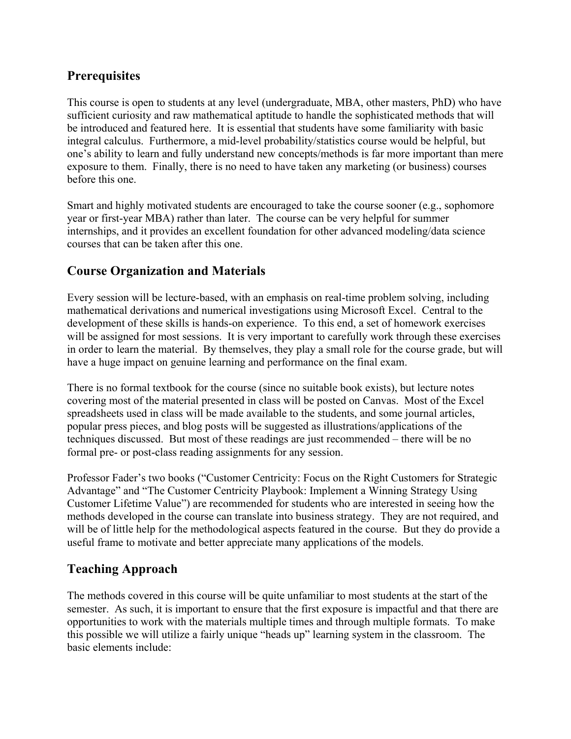## Prerequisites

This course is open to students at any level (undergraduate, MBA, other masters, PhD) who have sufficient curiosity and raw mathematical aptitude to handle the sophisticated methods that will be introduced and featured here. It is essential that students have some familiarity with basic integral calculus. Furthermore, a mid-level probability/statistics course would be helpful, but one's ability to learn and fully understand new concepts/methods is far more important than mere exposure to them. Finally, there is no need to have taken any marketing (or business) courses before this one.

Smart and highly motivated students are encouraged to take the course sooner (e.g., sophomore year or first-year MBA) rather than later. The course can be very helpful for summer internships, and it provides an excellent foundation for other advanced modeling/data science courses that can be taken after this one.

## Course Organization and Materials

Every session will be lecture-based, with an emphasis on real-time problem solving, including mathematical derivations and numerical investigations using Microsoft Excel. Central to the development of these skills is hands-on experience. To this end, a set of homework exercises will be assigned for most sessions. It is very important to carefully work through these exercises in order to learn the material. By themselves, they play a small role for the course grade, but will have a huge impact on genuine learning and performance on the final exam.

There is no formal textbook for the course (since no suitable book exists), but lecture notes covering most of the material presented in class will be posted on Canvas. Most of the Excel spreadsheets used in class will be made available to the students, and some journal articles, popular press pieces, and blog posts will be suggested as illustrations/applications of the techniques discussed. But most of these readings are just recommended – there will be no formal pre- or post-class reading assignments for any session.

Professor Fader's two books ("Customer Centricity: Focus on the Right Customers for Strategic Advantage" and "The Customer Centricity Playbook: Implement a Winning Strategy Using Customer Lifetime Value") are recommended for students who are interested in seeing how the methods developed in the course can translate into business strategy. They are not required, and will be of little help for the methodological aspects featured in the course. But they do provide a useful frame to motivate and better appreciate many applications of the models.

## Teaching Approach

The methods covered in this course will be quite unfamiliar to most students at the start of the semester. As such, it is important to ensure that the first exposure is impactful and that there are opportunities to work with the materials multiple times and through multiple formats. To make this possible we will utilize a fairly unique "heads up" learning system in the classroom. The basic elements include: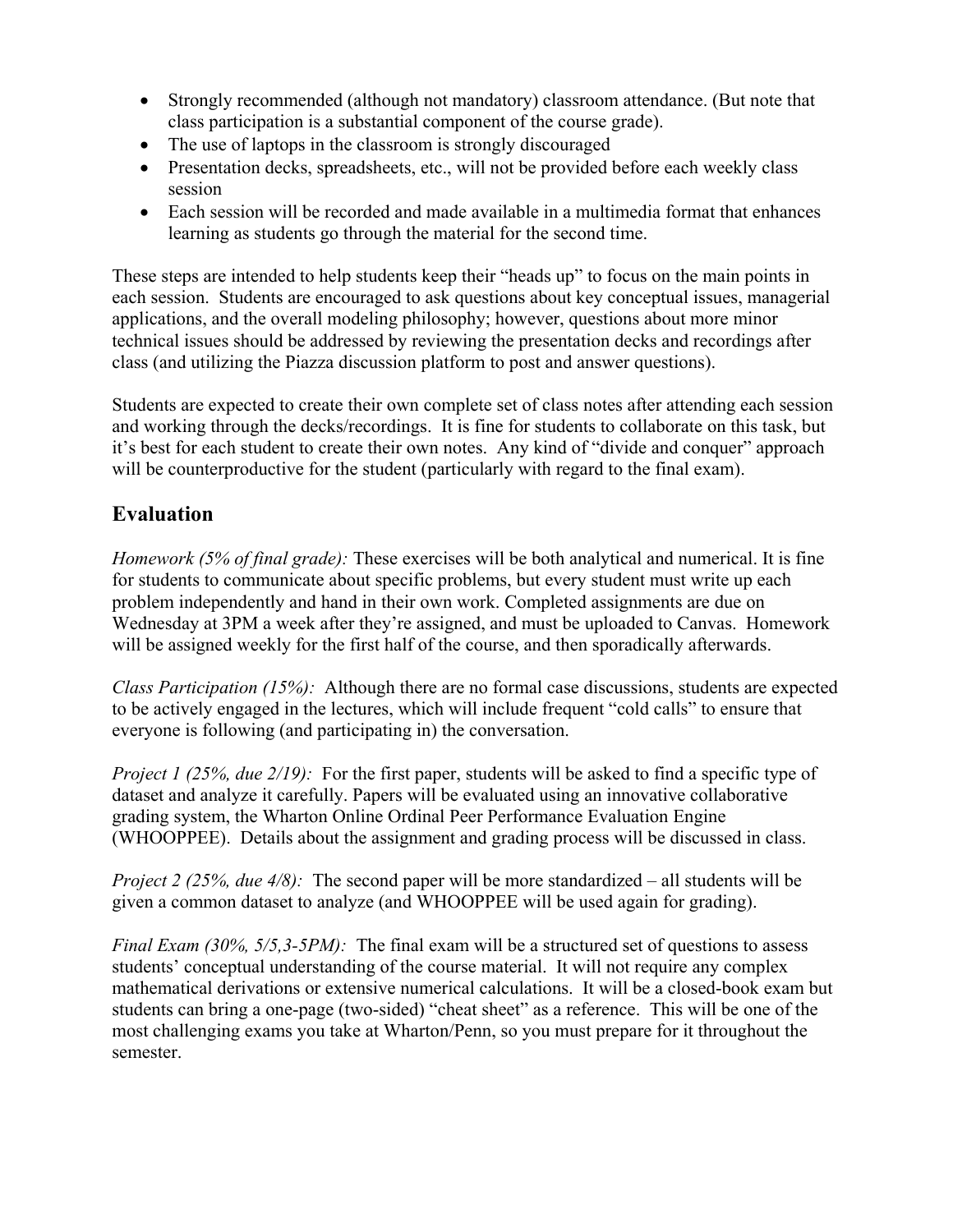- Strongly recommended (although not mandatory) classroom attendance. (But note that class participation is a substantial component of the course grade).
- The use of laptops in the classroom is strongly discouraged
- Presentation decks, spreadsheets, etc., will not be provided before each weekly class session
- Each session will be recorded and made available in a multimedia format that enhances learning as students go through the material for the second time.

These steps are intended to help students keep their "heads up" to focus on the main points in each session. Students are encouraged to ask questions about key conceptual issues, managerial applications, and the overall modeling philosophy; however, questions about more minor technical issues should be addressed by reviewing the presentation decks and recordings after class (and utilizing the Piazza discussion platform to post and answer questions).

Students are expected to create their own complete set of class notes after attending each session and working through the decks/recordings. It is fine for students to collaborate on this task, but it's best for each student to create their own notes. Any kind of "divide and conquer" approach will be counterproductive for the student (particularly with regard to the final exam).

## Evaluation

*Homework (5% of final grade):* These exercises will be both analytical and numerical. It is fine for students to communicate about specific problems, but every student must write up each problem independently and hand in their own work. Completed assignments are due on Wednesday at 3PM a week after they're assigned, and must be uploaded to Canvas. Homework will be assigned weekly for the first half of the course, and then sporadically afterwards.

*Class Participation (15%):* Although there are no formal case discussions, students are expected to be actively engaged in the lectures, which will include frequent "cold calls" to ensure that everyone is following (and participating in) the conversation.

*Project 1 (25%, due 2/19):* For the first paper, students will be asked to find a specific type of dataset and analyze it carefully. Papers will be evaluated using an innovative collaborative grading system, the Wharton Online Ordinal Peer Performance Evaluation Engine (WHOOPPEE). Details about the assignment and grading process will be discussed in class.

*Project 2 (25%, due 4/8):* The second paper will be more standardized – all students will be given a common dataset to analyze (and WHOOPPEE will be used again for grading).

*Final Exam (30%, 5/5,3-5PM):* The final exam will be a structured set of questions to assess students' conceptual understanding of the course material. It will not require any complex mathematical derivations or extensive numerical calculations. It will be a closed-book exam but students can bring a one-page (two-sided) "cheat sheet" as a reference. This will be one of the most challenging exams you take at Wharton/Penn, so you must prepare for it throughout the semester.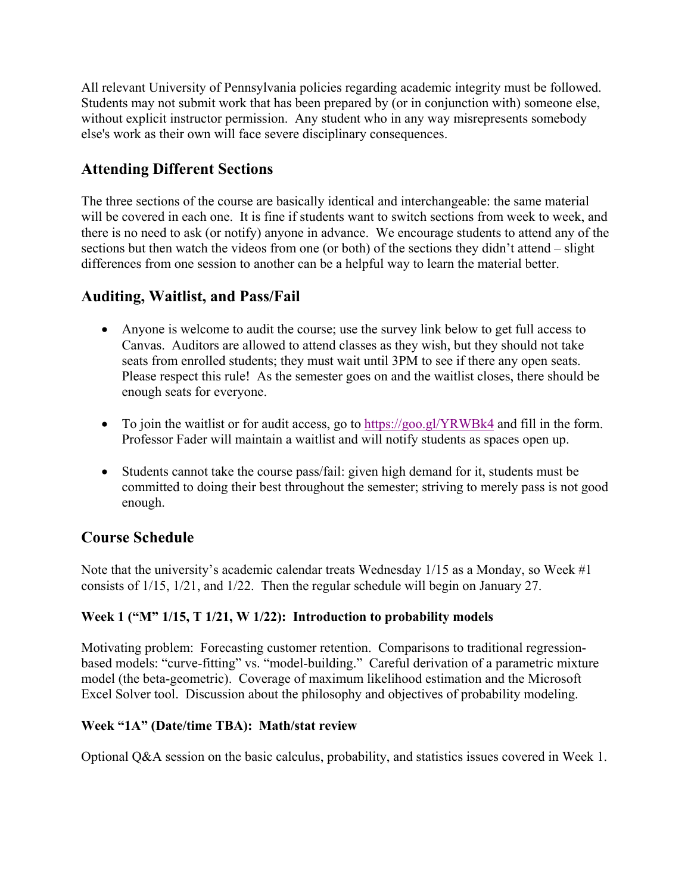All relevant University of Pennsylvania policies regarding academic integrity must be followed. Students may not submit work that has been prepared by (or in conjunction with) someone else, without explicit instructor permission. Any student who in any way misrepresents somebody else's work as their own will face severe disciplinary consequences.

## Attending Different Sections

The three sections of the course are basically identical and interchangeable: the same material will be covered in each one. It is fine if students want to switch sections from week to week, and there is no need to ask (or notify) anyone in advance. We encourage students to attend any of the sections but then watch the videos from one (or both) of the sections they didn't attend – slight differences from one session to another can be a helpful way to learn the material better.

## Auditing, Waitlist, and Pass/Fail

- Anyone is welcome to audit the course; use the survey link below to get full access to Canvas. Auditors are allowed to attend classes as they wish, but they should not take seats from enrolled students; they must wait until 3PM to see if there any open seats. Please respect this rule! As the semester goes on and the waitlist closes, there should be enough seats for everyone.

- To join the waitlist or for audit access, go to https://goo.gl/YRWBk4 and fill in the form. Professor Fader will maintain a waitlist and will notify students as spaces open up.

- Students cannot take the course pass/fail: given high demand for it, students must be committed to doing their best throughout the semester; striving to merely pass is not good enough.

## Course Schedule

Note that the university's academic calendar treats Wednesday 1/15 as a Monday, so Week #1 consists of 1/15, 1/21, and 1/22. Then the regular schedule will begin on January 27.

**Week 1 ("M" 1/15, T 1/21, W 1/22): Introduction to probability models**

Motivating problem: Forecasting customer retention. Comparisons to traditional regression-based models: "curve-fitting" vs. "model-building." Careful derivation of a parametric mixture model (the beta-geometric). Coverage of maximum likelihood estimation and the Microsoft Excel Solver tool. Discussion about the philosophy and objectives of probability modeling.

**Week "1A" (Date/time TBA): Math/stat review**

Optional Q&A session on the basic calculus, probability, and statistics issues covered in Week 1.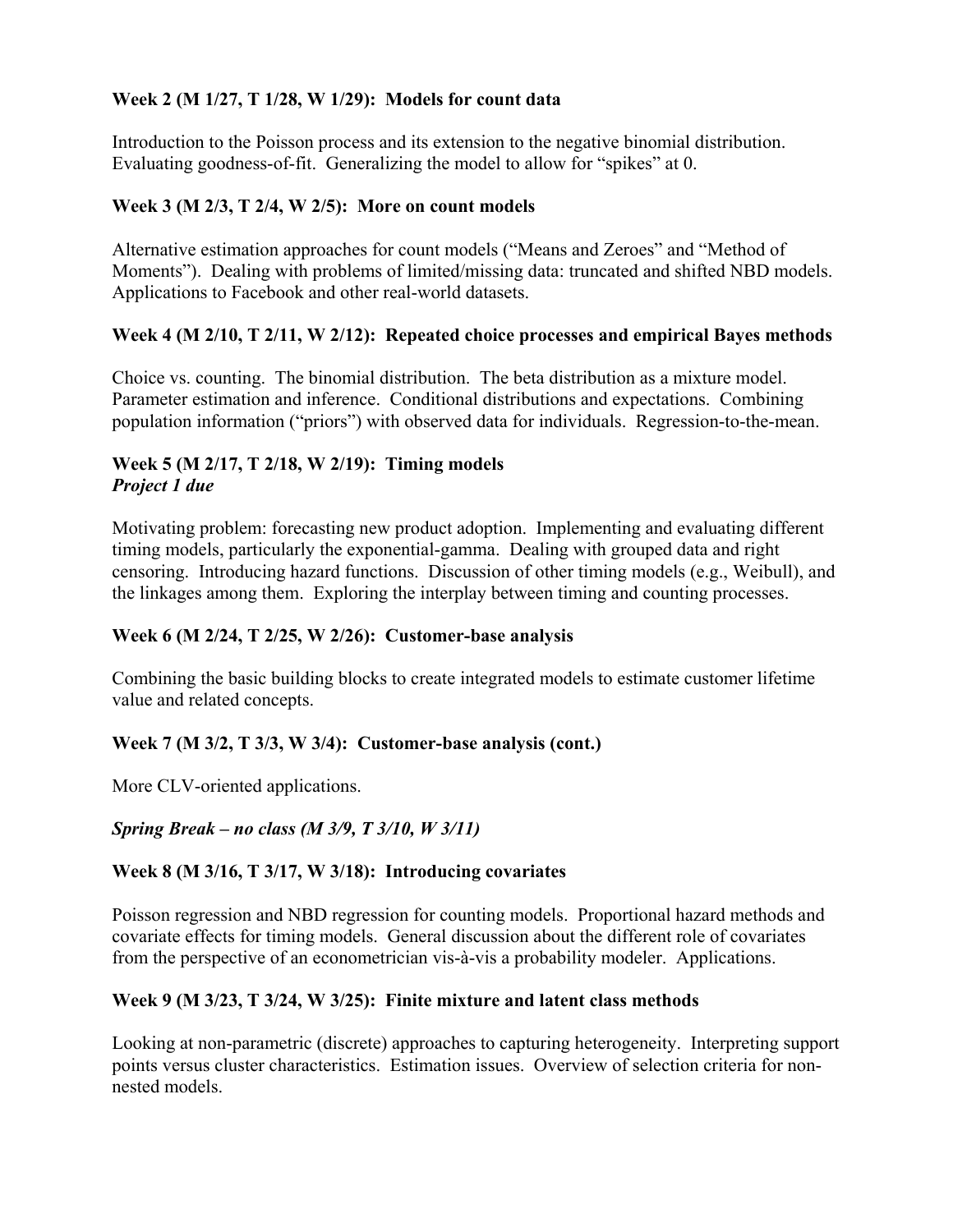**Week 2 (M 1/27, T 1/28, W 1/29): Models for count data**

Introduction to the Poisson process and its extension to the negative binomial distribution. Evaluating goodness-of-fit. Generalizing the model to allow for "spikes" at 0.

**Week 3 (M 2/3, T 2/4, W 2/5): More on count models**

Alternative estimation approaches for count models ("Means and Zeroes" and "Method of Moments"). Dealing with problems of limited/missing data: truncated and shifted NBD models. Applications to Facebook and other real-world datasets.

**Week 4 (M 2/10, T 2/11, W 2/12): Repeated choice processes and empirical Bayes methods**

Choice vs. counting. The binomial distribution. The beta distribution as a mixture model. Parameter estimation and inference. Conditional distributions and expectations. Combining population information ("priors") with observed data for individuals. Regression-to-the-mean.

**Week 5 (M 2/17, T 2/18, W 2/19): Timing models**
***Project 1 due***

Motivating problem: forecasting new product adoption. Implementing and evaluating different timing models, particularly the exponential-gamma. Dealing with grouped data and right censoring. Introducing hazard functions. Discussion of other timing models (e.g., Weibull), and the linkages among them. Exploring the interplay between timing and counting processes.

**Week 6 (M 2/24, T 2/25, W 2/26): Customer-base analysis**

Combining the basic building blocks to create integrated models to estimate customer lifetime value and related concepts.

**Week 7 (M 3/2, T 3/3, W 3/4): Customer-base analysis (cont.)**

More CLV-oriented applications.

***Spring Break – no class (M 3/9, T 3/10, W 3/11)***

**Week 8 (M 3/16, T 3/17, W 3/18): Introducing covariates**

Poisson regression and NBD regression for counting models. Proportional hazard methods and covariate effects for timing models. General discussion about the different role of covariates from the perspective of an econometrician vis-à-vis a probability modeler. Applications.

**Week 9 (M 3/23, T 3/24, W 3/25): Finite mixture and latent class methods**

Looking at non-parametric (discrete) approaches to capturing heterogeneity. Interpreting support points versus cluster characteristics. Estimation issues. Overview of selection criteria for non-nested models.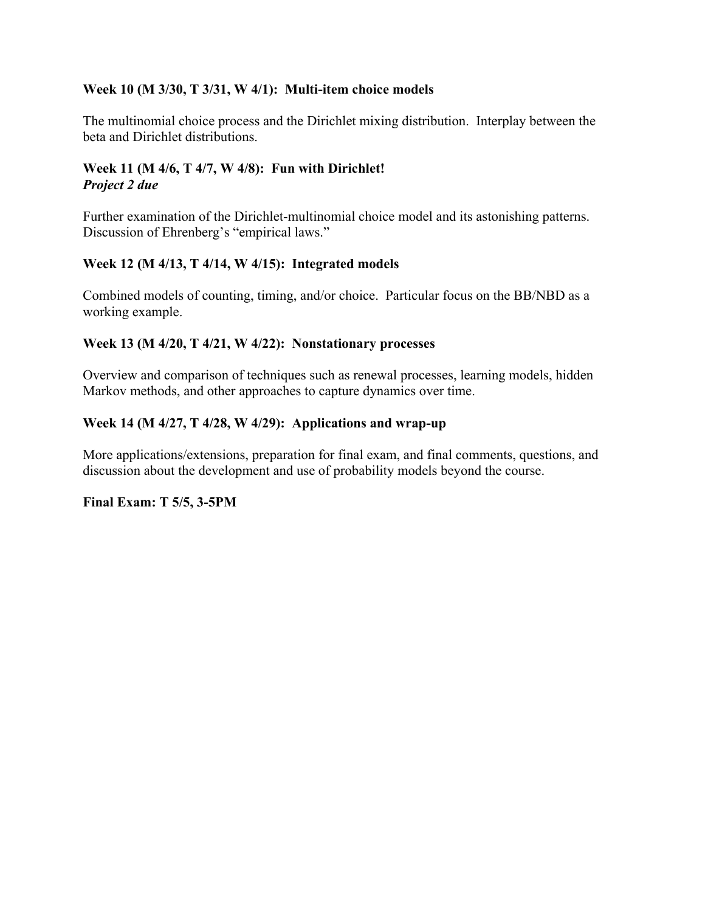**Week 10 (M 3/30, T 3/31, W 4/1): Multi-item choice models**

The multinomial choice process and the Dirichlet mixing distribution. Interplay between the beta and Dirichlet distributions.

**Week 11 (M 4/6, T 4/7, W 4/8): Fun with Dirichlet!**
***Project 2 due***

Further examination of the Dirichlet-multinomial choice model and its astonishing patterns. Discussion of Ehrenberg's "empirical laws."

**Week 12 (M 4/13, T 4/14, W 4/15): Integrated models**

Combined models of counting, timing, and/or choice. Particular focus on the BB/NBD as a working example.

**Week 13 (M 4/20, T 4/21, W 4/22): Nonstationary processes**

Overview and comparison of techniques such as renewal processes, learning models, hidden Markov methods, and other approaches to capture dynamics over time.

**Week 14 (M 4/27, T 4/28, W 4/29): Applications and wrap-up**

More applications/extensions, preparation for final exam, and final comments, questions, and discussion about the development and use of probability models beyond the course.

**Final Exam: T 5/5, 3-5PM**